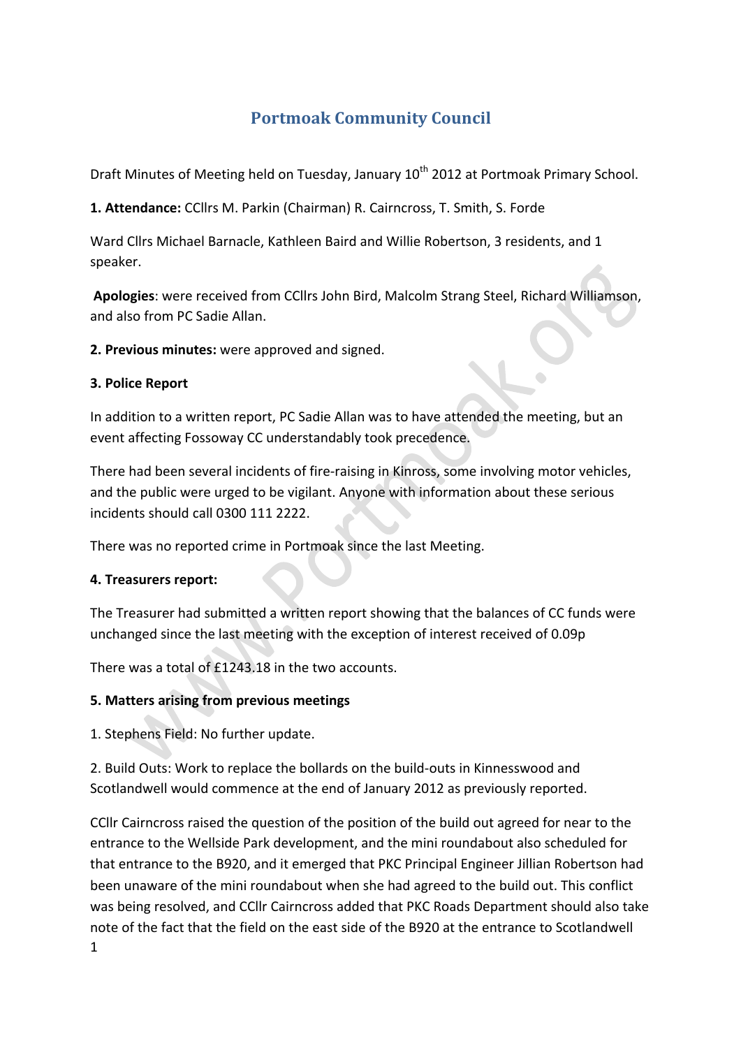# Portmoak Community Council

Draft Minutes of Meeting held on Tuesday, January 10th 2012 at Portmoak Primary School.

**1. Attendance:** CCllrs M. Parkin (Chairman) R. Cairncross, T. Smith, S. Forde

Ward Cllrs Michael Barnacle, Kathleen Baird and Willie Robertson, 3 residents, and 1 speaker.

**Apologies**: were received from CCllrs John Bird, Malcolm Strang Steel, Richard Williamson, and also from PC Sadie Allan.

**2. Previous minutes:** were approved and signed.

**3. Police Report**

In addition to a written report, PC Sadie Allan was to have attended the meeting, but an event affecting Fossoway CC understandably took precedence.

There had been several incidents of fire-raising in Kinross, some involving motor vehicles, and the public were urged to be vigilant. Anyone with information about these serious incidents should call 0300 111 2222.

There was no reported crime in Portmoak since the last Meeting.

**4. Treasurers report:**

The Treasurer had submitted a written report showing that the balances of CC funds were unchanged since the last meeting with the exception of interest received of 0.09p

There was a total of £1243.18 in the two accounts.

**5. Matters arising from previous meetings**

1. Stephens Field: No further update.

2. Build Outs: Work to replace the bollards on the build-outs in Kinnesswood and Scotlandwell would commence at the end of January 2012 as previously reported.

CCllr Cairncross raised the question of the position of the build out agreed for near to the entrance to the Wellside Park development, and the mini roundabout also scheduled for that entrance to the B920, and it emerged that PKC Principal Engineer Jillian Robertson had been unaware of the mini roundabout when she had agreed to the build out. This conflict was being resolved, and CCllr Cairncross added that PKC Roads Department should also take note of the fact that the field on the east side of the B920 at the entrance to Scotlandwell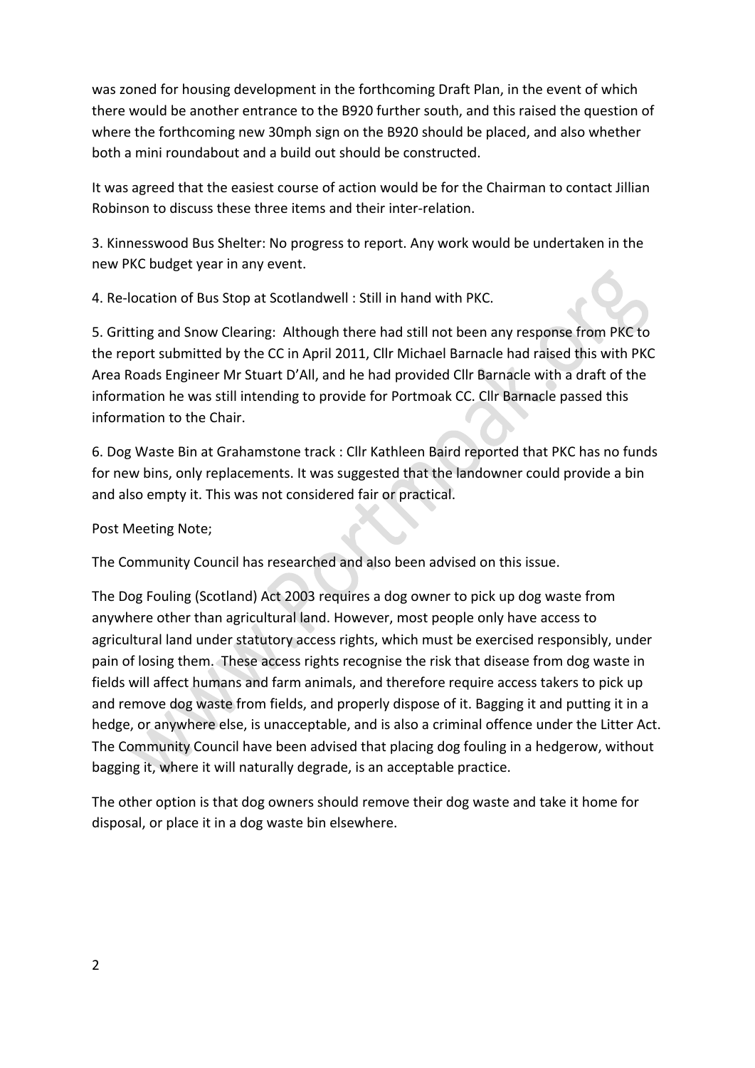was zoned for housing development in the forthcoming Draft Plan, in the event of which there would be another entrance to the B920 further south, and this raised the question of where the forthcoming new 30mph sign on the B920 should be placed, and also whether both a mini roundabout and a build out should be constructed.

It was agreed that the easiest course of action would be for the Chairman to contact Jillian Robinson to discuss these three items and their inter-relation.

3. Kinnesswood Bus Shelter: No progress to report. Any work would be undertaken in the new PKC budget year in any event.

4. Re-location of Bus Stop at Scotlandwell : Still in hand with PKC.

5. Gritting and Snow Clearing: Although there had still not been any response from PKC to the report submitted by the CC in April 2011, Cllr Michael Barnacle had raised this with PKC Area Roads Engineer Mr Stuart D'All, and he had provided Cllr Barnacle with a draft of the information he was still intending to provide for Portmoak CC. Cllr Barnacle passed this information to the Chair.

6. Dog Waste Bin at Grahamstone track : Cllr Kathleen Baird reported that PKC has no funds for new bins, only replacements. It was suggested that the landowner could provide a bin and also empty it. This was not considered fair or practical.

Post Meeting Note;

The Community Council has researched and also been advised on this issue.

The Dog Fouling (Scotland) Act 2003 requires a dog owner to pick up dog waste from anywhere other than agricultural land. However, most people only have access to agricultural land under statutory access rights, which must be exercised responsibly, under pain of losing them. These access rights recognise the risk that disease from dog waste in fields will affect humans and farm animals, and therefore require access takers to pick up and remove dog waste from fields, and properly dispose of it. Bagging it and putting it in a hedge, or anywhere else, is unacceptable, and is also a criminal offence under the Litter Act. The Community Council have been advised that placing dog fouling in a hedgerow, without bagging it, where it will naturally degrade, is an acceptable practice.

The other option is that dog owners should remove their dog waste and take it home for disposal, or place it in a dog waste bin elsewhere.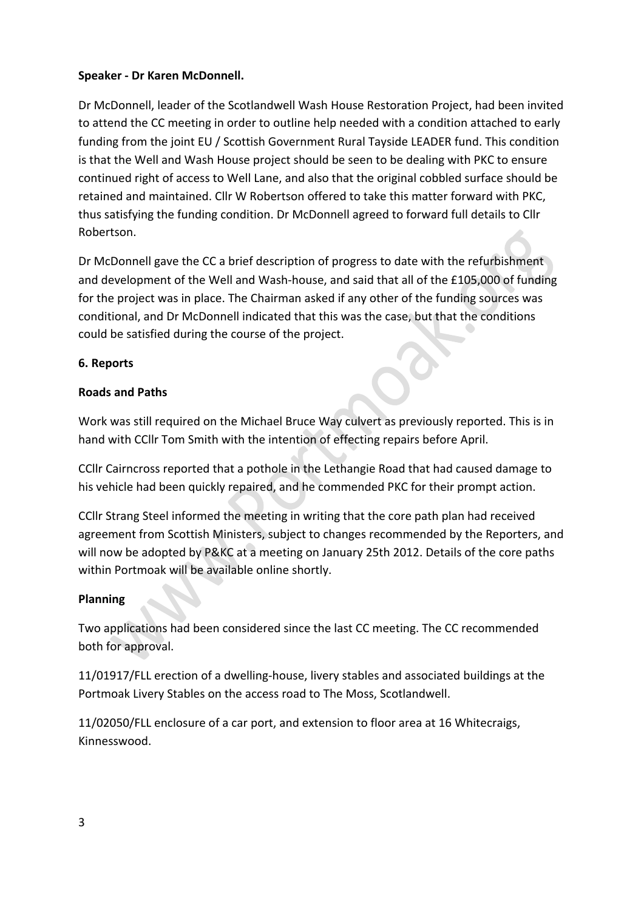**Speaker - Dr Karen McDonnell.**

Dr McDonnell, leader of the Scotlandwell Wash House Restoration Project, had been invited to attend the CC meeting in order to outline help needed with a condition attached to early funding from the joint EU / Scottish Government Rural Tayside LEADER fund. This condition is that the Well and Wash House project should be seen to be dealing with PKC to ensure continued right of access to Well Lane, and also that the original cobbled surface should be retained and maintained. Cllr W Robertson offered to take this matter forward with PKC, thus satisfying the funding condition. Dr McDonnell agreed to forward full details to Cllr Robertson.

Dr McDonnell gave the CC a brief description of progress to date with the refurbishment and development of the Well and Wash-house, and said that all of the £105,000 of funding for the project was in place. The Chairman asked if any other of the funding sources was conditional, and Dr McDonnell indicated that this was the case, but that the conditions could be satisfied during the course of the project.

**6. Reports**

**Roads and Paths**

Work was still required on the Michael Bruce Way culvert as previously reported. This is in hand with CCllr Tom Smith with the intention of effecting repairs before April.

CCllr Cairncross reported that a pothole in the Lethangie Road that had caused damage to his vehicle had been quickly repaired, and he commended PKC for their prompt action.

CCllr Strang Steel informed the meeting in writing that the core path plan had received agreement from Scottish Ministers, subject to changes recommended by the Reporters, and will now be adopted by P&KC at a meeting on January 25th 2012. Details of the core paths within Portmoak will be available online shortly.

**Planning**

Two applications had been considered since the last CC meeting. The CC recommended both for approval.

11/01917/FLL erection of a dwelling-house, livery stables and associated buildings at the Portmoak Livery Stables on the access road to The Moss, Scotlandwell.

11/02050/FLL enclosure of a car port, and extension to floor area at 16 Whitecraigs, Kinnesswood.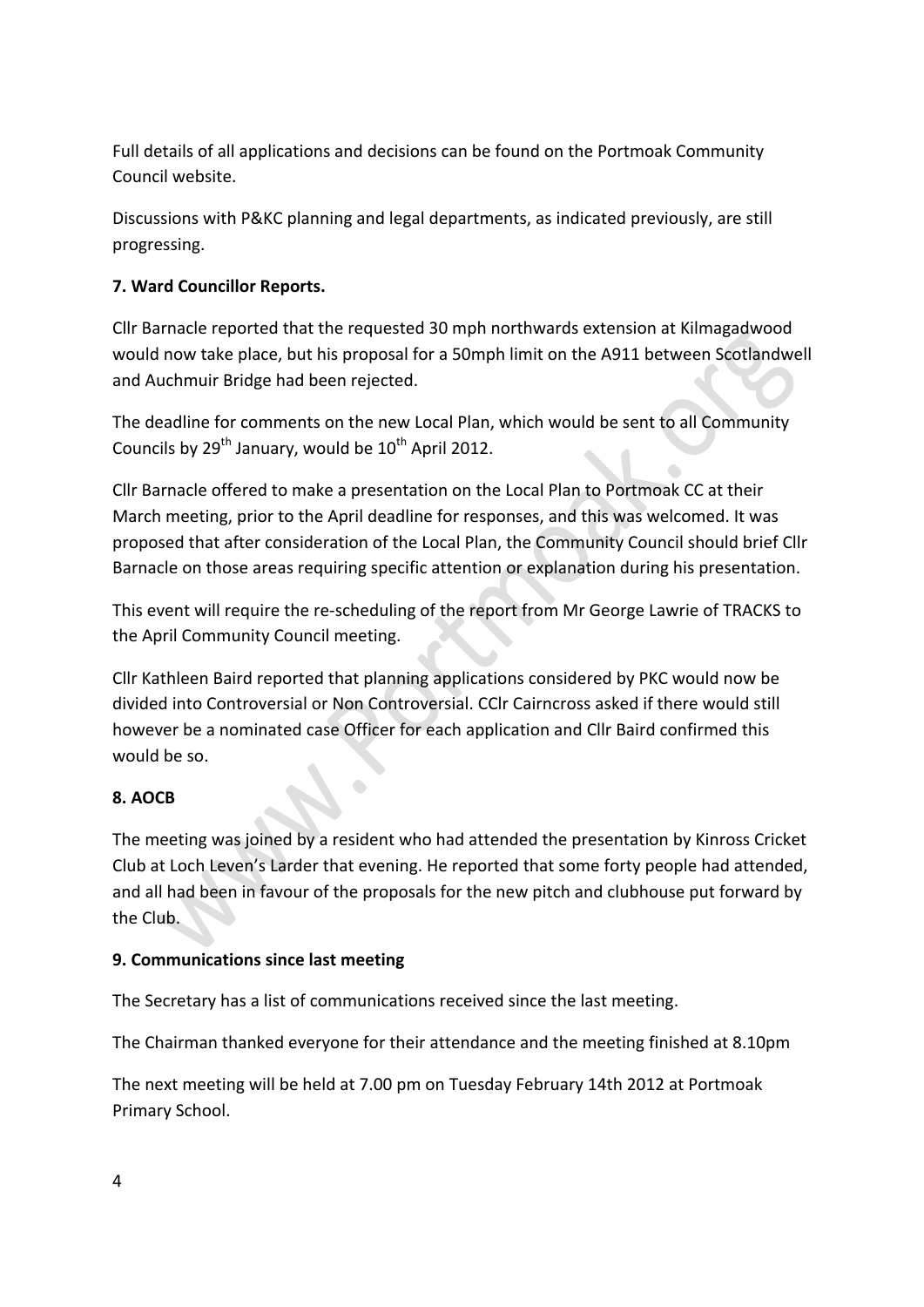Full details of all applications and decisions can be found on the Portmoak Community Council website.

Discussions with P&KC planning and legal departments, as indicated previously, are still progressing.

**7. Ward Councillor Reports.**

Cllr Barnacle reported that the requested 30 mph northwards extension at Kilmagadwood would now take place, but his proposal for a 50mph limit on the A911 between Scotlandwell and Auchmuir Bridge had been rejected.

The deadline for comments on the new Local Plan, which would be sent to all Community Councils by 29th January, would be 10th April 2012.

Cllr Barnacle offered to make a presentation on the Local Plan to Portmoak CC at their March meeting, prior to the April deadline for responses, and this was welcomed. It was proposed that after consideration of the Local Plan, the Community Council should brief Cllr Barnacle on those areas requiring specific attention or explanation during his presentation.

This event will require the re-scheduling of the report from Mr George Lawrie of TRACKS to the April Community Council meeting.

Cllr Kathleen Baird reported that planning applications considered by PKC would now be divided into Controversial or Non Controversial. CClr Cairncross asked if there would still however be a nominated case Officer for each application and Cllr Baird confirmed this would be so.

**8. AOCB**

The meeting was joined by a resident who had attended the presentation by Kinross Cricket Club at Loch Leven's Larder that evening. He reported that some forty people had attended, and all had been in favour of the proposals for the new pitch and clubhouse put forward by the Club.

**9. Communications since last meeting**

The Secretary has a list of communications received since the last meeting.

The Chairman thanked everyone for their attendance and the meeting finished at 8.10pm

The next meeting will be held at 7.00 pm on Tuesday February 14th 2012 at Portmoak Primary School.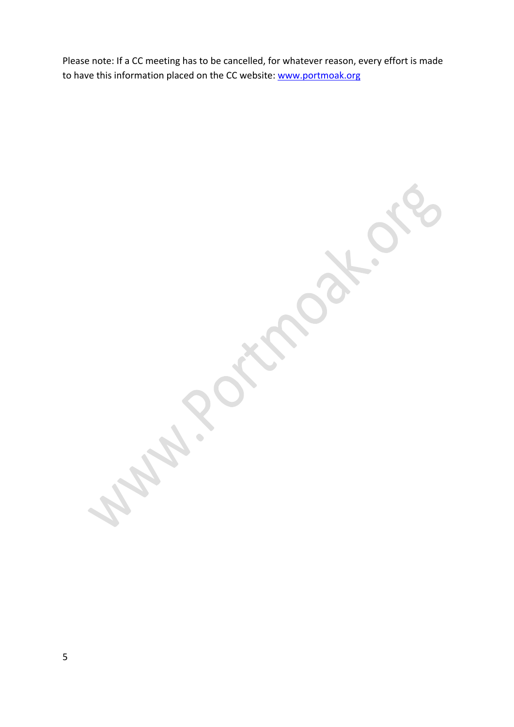Please note: If a CC meeting has to be cancelled, for whatever reason, every effort is made to have this information placed on the CC website: www.portmoak.org